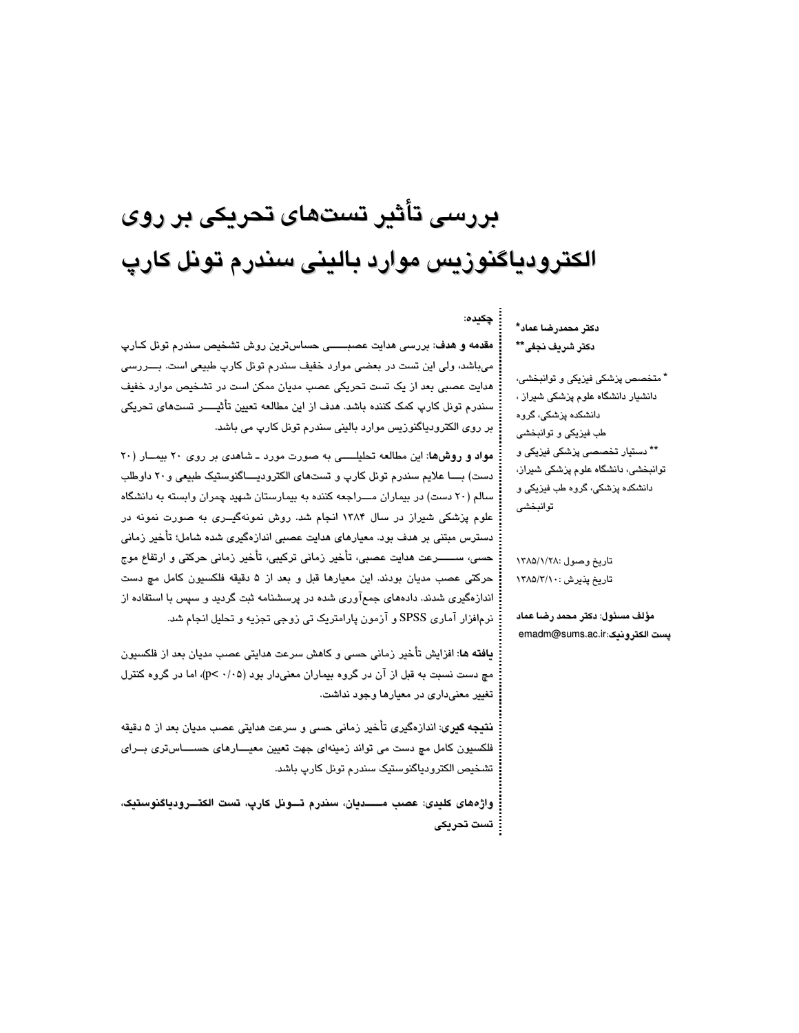# بررسی تأثیر تست‌های تحریکی بر روی الکترودیاگنوزیس موارد بالینی سندرم تونل کارپ

**دکتر محمدرضا عماد\***
**دکتر شریف نجفی\*\***

\* متخصص پزشکی فیزیکی و توانبخشی، دانشیار دانشگاه علوم پزشکی شیراز، دانشکده پزشکی، گروه طب فیزیکی و توانبخشی

\*\* دستیار تخصصی پزشکی فیزیکی و توانبخشی، دانشگاه علوم پزشکی شیراز، دانشکده پزشکی، گروه طب فیزیکی و توانبخشی

تاریخ وصول: ۱۳۸۵/۱/۲۸
تاریخ پذیرش: ۱۳۸۵/۳/۱۰

**مؤلف مسئول: دکتر محمد رضا عماد**
**پست الکترونیک:** emadm@sums.ac.ir

## چکیده:

**مقدمه و هدف**: بررسی هدایت عصبی حساس‌ترین روش تشخیص سندرم تونل کارپ می‌باشد، ولی این تست در بعضی موارد خفیف سندرم تونل کارپ طبیعی است. بررسی هدایت عصبی بعد از یک تست تحریکی عصب مدیان ممکن است در تشخیص موارد خفیف سندرم تونل کارپ کمک کننده باشد. هدف از این مطالعه تعیین تأثیر تست‌های تحریکی بر روی الکترودیاگنوزیس موارد بالینی سندرم تونل کارپ می باشد.

**مواد و روش‌ها**: این مطالعه تحلیلی به صورت مورد ـ شاهدی بر روی ۲۰ بیمار (۲۰ دست) با علایم سندرم تونل کارپ و تست‌های الکترودیاگنوستیک طبیعی و ۲۰ داوطلب سالم (۲۰ دست) در بیماران مراجعه کننده به بیمارستان شهید چمران وابسته به دانشگاه علوم پزشکی شیراز در سال ۱۳۸۴ انجام شد. روش نمونه‌گیری به صورت نمونه در دسترس مبتنی بر هدف بود. معیارهای هدایت عصبی اندازه‌گیری شده شامل؛ تأخیر زمانی حسی، سرعت هدایت عصبی، تأخیر زمانی ترکیبی، تأخیر زمانی حرکتی و ارتفاع موج حرکتی عصب مدیان بودند. این معیارها قبل و بعد از ۵ دقیقه فلکسیون کامل مچ دست اندازه‌گیری شدند. داده‌های جمع‌آوری شده در پرسشنامه ثبت گردید و سپس با استفاده از نرم‌افزار آماری SPSS و آزمون پارامتریک تی زوجی تجزیه و تحلیل انجام شد.

**یافته ها**: افزایش تأخیر زمانی حسی و کاهش سرعت هدایتی عصب مدیان بعد از فلکسیون مچ دست نسبت به قبل از آن در گروه بیماران معنی‌دار بود ($p< 0/05$)، اما در گروه کنترل تغییر معنی‌داری در معیارها وجود نداشت.

**نتیجه گیری**: اندازه‌گیری تأخیر زمانی حسی و سرعت هدایتی عصب مدیان بعد از ۵ دقیقه فلکسیون کامل مچ دست می تواند زمینه‌ای جهت تعیین معیارهای حساس‌تری برای تشخیص الکترودیاگنوستیک سندرم تونل کارپ باشد.

**واژه‌های کلیدی**: **عصب مدیان، سندرم تونل کارپ، تست الکترودیاگنوستیک، تست تحریکی**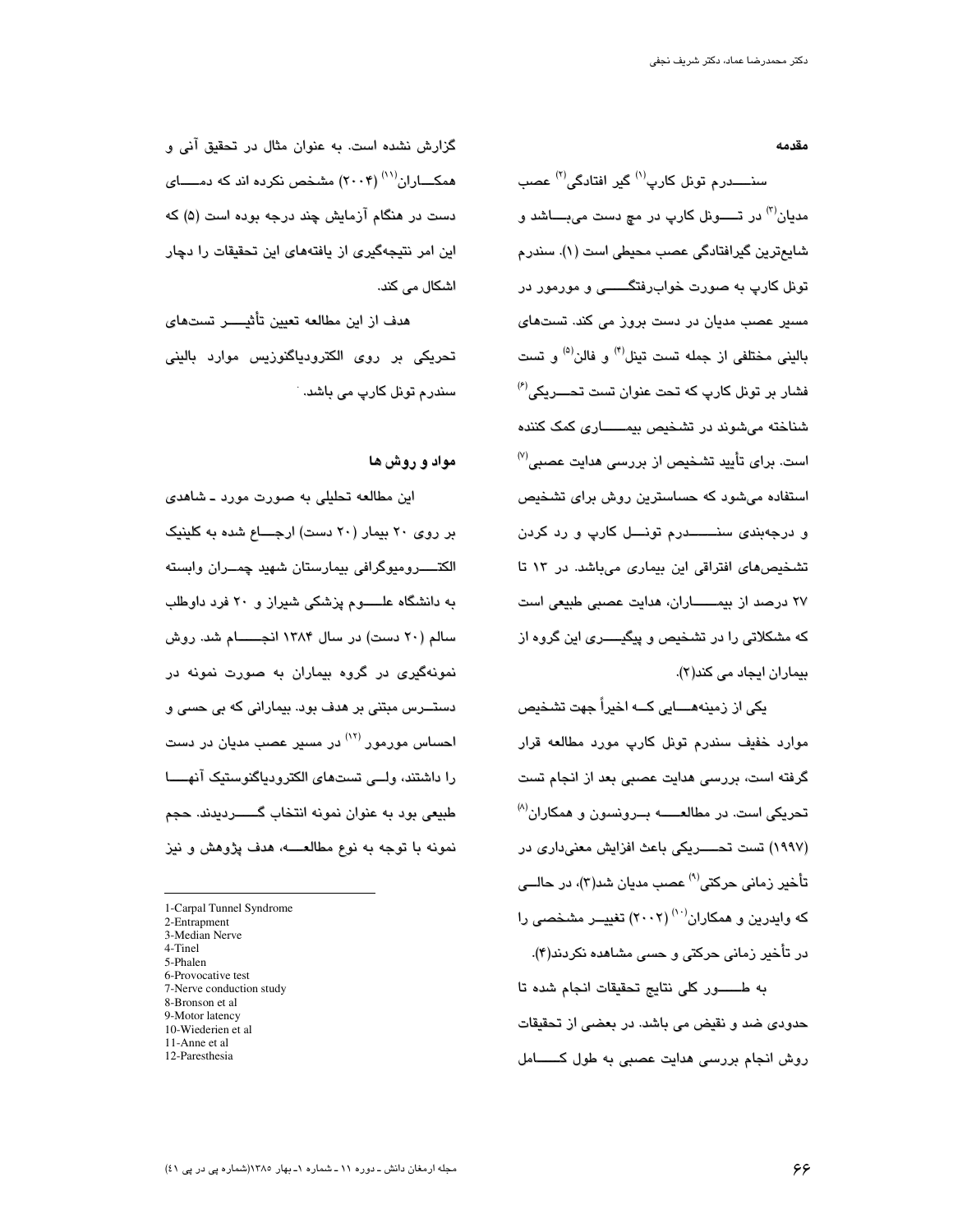## مقدمه

سنـــــدرم تونل کارپ[1] گیر افتادگی[2] عصب مدیان[3] در تـــونل کارپ در مچ دست می‌بـــاشد و شایع‌ترین گیرافتادگی عصب محیطی است (۱). سندرم تونل کارپ به صورت خواب‌رفتگـــــی و مورمور در مسیر عصب مدیان در دست بروز می کند. تست‌های بالینی مختلفی از جمله تست تینل[4] و فالن[5] و تست فشار بر تونل کارپ که تحت عنوان تست تحـــریکی[6] شناخته می‌شوند در تشخیص بیمـــــاری کمک کننده است. برای تأیید تشخیص از بررسی هدایت عصبی[7] استفاده می‌شود که حساسترین روش برای تشخیص و درجه‌بندی سنـــــــدرم تونـــل کارپ و رد کردن تشخیص‌های افتراقی این بیماری می‌باشد. در ۱۳ تا ۲۷ درصد از بیمـــــاران، هدایت عصبی طبیعی است که مشکلاتی را در تشخیص و پیگیـــری این گروه از بیماران ایجاد می کند(۲).

یکی از زمینه‌هـــایی کـــه اخیراً جهت تشخیص موارد خفیف سندرم تونل کارپ مورد مطالعه قرار گرفته است، بررسی هدایت عصبی بعد از انجام تست تحریکی است. در مطالعـــــه بـــرونسون و همکاران[8] (۱۹۹۷) تست تحـــــریکی باعث افزایش معنی‌داری در تأخیر زمانی حرکتی[9] عصب مدیان شد(۳)، در حالـــی که وایدرین و همکاران[10] (۲۰۰۲) تغییـــر مشخصی را در تأخیر زمانی حرکتی و حسی مشاهده نکردند(۴).

به طـــــور کلی نتایج تحقیقات انجام شده تا حدودی ضد و نقیض می باشد. در بعضی از تحقیقات روش انجام بررسی هدایت عصبی به طول کـــــامل گزارش نشده است. به عنوان مثال در تحقیق آنی و همکـــاران[11] (۲۰۰۴) مشخص نکرده اند که دمـــــای دست در هنگام آزمایش چند درجه بوده است (۵) که این امر نتیجه‌گیری از یافته‌های این تحقیقات را دچار اشکال می کند.

هدف از این مطالعه تعیین تأثیــــر تست‌های تحریکی بر روی الکترودیاگنوزیس موارد بالینی سندرم تونل کارپ می باشد.

## مواد و روش ها

این مطالعه تحلیلی به صورت مورد ـ شاهدی بر روی ۲۰ بیمار (۲۰ دست) ارجـــاع شده به کلینیک الکتــــرومیوگرافی بیمارستان شهید چمـــران وابسته به دانشگاه علــــوم پزشکی شیراز و ۲۰ فرد داوطلب سالم (۲۰ دست) در سال ۱۳۸۴ انجــــام شد. روش نمونه‌گیری در گروه بیماران به صورت نمونه در دستـــرس مبتنی بر هدف بود. بیمارانی که بی حسی و احساس مورمور[12] در مسیر عصب مدیان در دست را داشتند، ولـــی تست‌های الکترودیاگنوستیک آنهـــا طبیعی بود به عنوان نمونه انتخاب گـــــردیدند. حجم نمونه با توجه به نوع مطالعـــه، هدف پژوهش و نیز

---

1-Carpal Tunnel Syndrome
2-Entrapment
3-Median Nerve
4-Tinel
5-Phalen
6-Provocative test
7-Nerve conduction study
8-Bronson et al
9-Motor latency
10-Wiederien et al
11-Anne et al
12-Paresthesia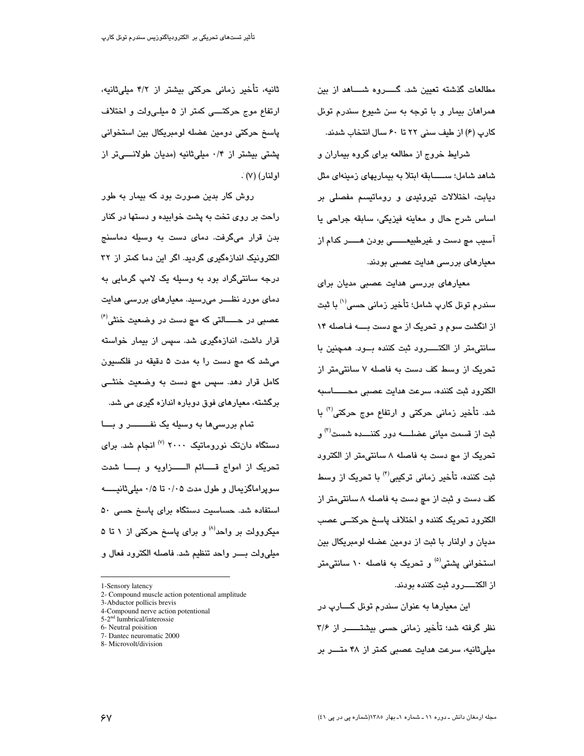مطالعات گذشته تعیین شد. گـــروه شـــاهد از بین همراهان بیمار و با توجه به سن شیوع سندرم تونل کارپ (۶) از طیف سنی ۲۲ تا ۶۰ سال انتخاب شدند.

شرایط خروج از مطالعه برای گروه بیماران و شاهد شامل؛ ســـابقه ابتلا به بیماریهای زمینه‌ای مثل دیابت، اختلالات تیروئیدی و روماتیسم مفصلی بر اساس شرح حال و معاینه فیزیکی، سابقه جراحی یا آسیب مچ دست و غیرطبیعـــی بودن هـــر کدام از معیارهای بررسی هدایت عصبی بودند.

معیارهای بررسی هدایت عصبی مدیان برای سندرم تونل کارپ شامل؛ تأخیر زمانی حسی[1] با ثبت از انگشت سوم و تحریک از مچ دست بـــه فـاصله ۱۴ سانتی‌متر از الکتـــرود ثبت کننده بـود. همچنین با تحریک از وسط کف دست به فاصله ۷ سانتی‌متر از الکترود ثبت کننده، سرعت هدایت عصبی محـــاسبه شد. تأخیر زمانی حرکتی و ارتفاع موج حرکتی[2] با ثبت از قسمت میانی عضلـــه دور کننـــده شست[3] و تحریک از مچ دست به فاصله ۸ سانتی‌متر از الکترود ثبت کننده، تأخیر زمانی ترکیبی[4] با تحریک از وسط کف دست و ثبت از مچ دست به فاصله ۸ سانتی‌متر از الکترود تحریک کننده و اختلاف پاسخ حرکتـی عصب مدیان و اولنار با ثبت از دومین عضله لومبریکال بین استخوانی پشتی[5] و تحریک به فاصله ۱۰ سانتی‌متر از الکتـــرود ثبت کننده بودند.

این معیارها به عنوان سندرم تونل کـــارپ در نظر گرفته شد؛ تأخیر زمانی حسی بیشتـــر از ۳/۶ میلی‌ثانیه، سرعت هدایت عصبی کمتر از ۴۸ متـــر بر ثانیه، تأخیر زمانی حرکتی بیشتر از ۴/۲ میلی‌ثانیه، ارتفاع موج حرکتـــی کمتر از ۵ میلـی‌ولت و اختلاف پاسخ حرکتی دومین عضله لومبریکال بین استخوانی پشتی بیشتر از ۰/۴ میلی‌ثانیه (مدیان طولانـــی‌تر از اولنار) (۷).

روش کار بدین صورت بود که بیمار به طور راحت بر روی تخت به پشت خوابیده و دستها در کنار بدن قرار می‌گرفت. دمای دست به وسیله دماسنج الکترونیک اندازه‌گیری گردید. اگر این دما کمتر از ۳۲ درجه سانتی‌گراد بود به وسیله یک لامپ گرمایی به دمای مورد نظـــر می‌رسید. معیارهای بررسی هدایت عصبی در حـــالتی که مچ دست در وضعیت خنثی[6] قرار داشت، اندازه‌گیری شد. سپس از بیمار خواسته می‌شد که مچ دست را به مدت ۵ دقیقه در فلکسیون کامل قرار دهد. سپس مچ دست به وضعیت خنثـی برگشته، معیارهای فوق دوباره اندازه گیری می شد.

تمام بررسی‌ها به وسیله یک نفـــــر و بـــا دستگاه دان‌تک نورروماتیک ۲۰۰۰ [7] انجام شد. برای تحریک از امواج قـــائم الـــزاویه و بـــا شدت سوپراماگزیمال و طول مدت ۰/۰۵ تا ۰/۵ میلی‌ثانیـــه استفاده شد. حساسیت دستگاه برای پاسخ حسی ۵۰ میکروولت بر واحد[8] و برای پاسخ حرکتی از ۱ تا ۵ میلی‌ولت بـــر واحد تنظیم شد. فاصله الکترود فعال و

---

1-Sensory latency
2- Compound muscle action potentional amplitude
3-Abductor pollicis brevis
4-Compound nerve action potentional
5-2nd lumbrical/interossie
6- Neutral poisition
7- Dantec neuromatic 2000
8- Microvolt/division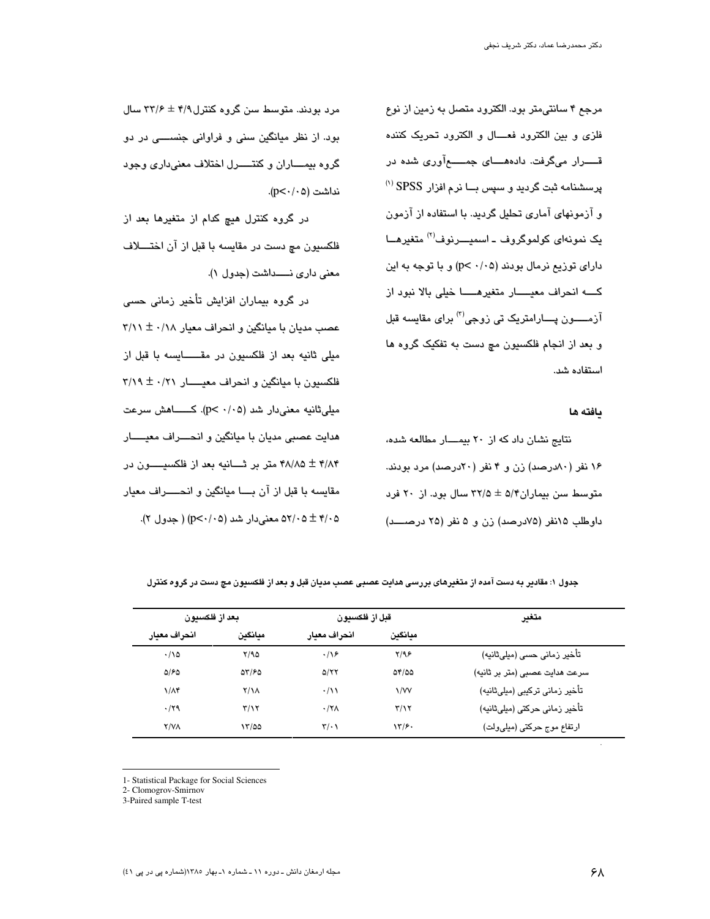مرجع ۴ سانتی‌متر بود. الکترود متصل به زمین از نوع فلزی و بین الکترود فعـــال و الکترود تحریک کننده قـــــرار می‌گرفت. داده‌هـــای جمـــع‌آوری شده در پرسشنامه ثبت گردید و سپس بـــا نرم افزار SPSS [1] و آزمونهای آماری تحلیل گردید. با استفاده از آزمون یک نمونه‌ای کولموگروف ـ اسمیـــرنوف[2] متغیرهـــا دارای توزیع نرمال بودند (p< ۰/۰۵) و با توجه به این کـــه انحراف معیـــــار متغیرهـــــا خیلی بالا نبود از آزمـــــون پـــارامتریک تی زوجی[3] برای مقایسه قبل و بعد از انجام فلکسیون مچ دست به تفکیک گروه ها استفاده شد.

**یافته ها**

نتایج نشان داد که از ۲۰ بیمـــار مطالعه شده، ۱۶ نفر (۸۰درصد) زن و ۴ نفر (۲۰درصد) مرد بودند. متوسط سن بیماران۵/۴ ± ۳۲/۵ سال بود. از ۲۰ فرد داوطلب ۱۵نفر (۷۵درصد) زن و ۵ نفر (۲۵ درصـــد) مرد بودند. متوسط سن گروه کنترل۴/۹ ± ۳۳/۶ سال بود. از نظر میانگین سنی و فراوانی جنســـی در دو گروه بیمـــاران و کنتـــرل اختلاف معنی‌داری وجود نداشت (p<۰/۰۵).

در گروه کنترل هیچ کدام از متغیرها بعد از فلکسیون مچ دست در مقایسه با قبل از آن اختـــلاف معنی داری نـــداشت (جدول ۱).

در گروه بیماران افزایش تأخیر زمانی حسی عصب مدیان با میانگین و انحراف معیار ۰/۱۸ ± ۳/۱۱ میلی ثانیه بعد از فلکسیون در مقـــایسه با قبل از فلکسیون با میانگین و انحراف معیـــار ۰/۲۱ ± ۳/۱۹ میلی‌ثانیه معنی‌دار شد (p< ۰/۰۵). کـــاهش سرعت هدایت عصبی مدیان با میانگین و انحـــراف معیـــار ۴/۸۴ ± ۴۸/۸۵ متر بر ثـــانیه بعد از فلکسیـــون در مقایسه با قبل از آن بـــا میانگین و انحـــراف معیار ۴/۰۵ ± ۵۲/۰۵ معنی‌دار شد (p<۰/۰۵) ( جدول ۲).

**جدول ۱: مقادیر به دست آمده از متغیرهای بررسی هدایت عصبی عصب مدیان قبل و بعد از فلکسیون مچ دست در گروه کنترل**

| متغیر | قبل از فلکسیون | | بعد از فلکسیون | |
|---|---|---|---|---|
| | میانگین | انحراف معیار | میانگین | انحراف معیار |
| تأخیر زمانی حسی (میلی‌ثانیه) | ۲/۹۶ | ۰/۱۶ | ۲/۹۵ | ۰/۱۵ |
| سرعت هدایت عصبی (متر بر ثانیه) | ۵۴/۵۵ | ۵/۲۲ | ۵۳/۶۵ | ۵/۶۵ |
| تأخیر زمانی ترکیبی (میلی‌ثانیه) | ۱/۷۷ | ۰/۱۱ | ۲/۱۸ | ۱/۸۴ |
| تأخیر زمانی حرکتی (میلی‌ثانیه) | ۳/۱۲ | ۰/۲۸ | ۳/۱۲ | ۰/۲۹ |
| ارتفاع موج حرکتی (میلی‌ولت) | ۱۳/۶۰ | ۳/۰۱ | ۱۳/۵۵ | ۲/۷۸ |

---

1- Statistical Package for Social Sciences
2- Clomogrov-Smirnov
3-Paired sample T-test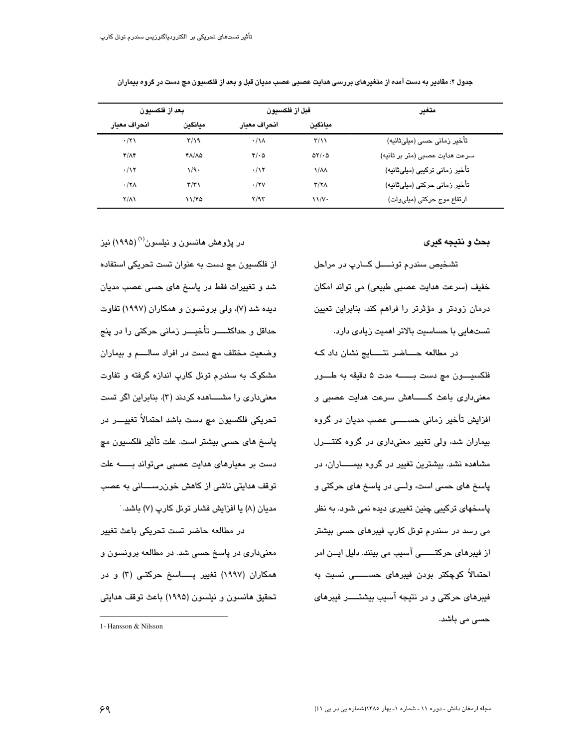جدول ۲: مقادیر به دست آمده از متغیرهای بررسی هدایت عصبی عصب مدیان قبل و بعد از فلکسیون مچ دست در گروه بیماران

| متغیر | قبل از فلکسیون | | بعد از فلکسیون | |
|---|---|---|---|---|
| | میانگین | انحراف معیار | میانگین | انحراف معیار |
| تأخیر زمانی حسی (میلی‌ثانیه) | ۳/۱۱ | ۰/۱۸ | ۳/۱۹ | ۰/۲۱ |
| سرعت هدایت عصبی (متر بر ثانیه) | ۵۲/۰۵ | ۴/۰۵ | ۴۸/۸۵ | ۴/۸۴ |
| تأخیر زمانی ترکیبی (میلی‌ثانیه) | ۱/۸۸ | ۰/۱۲ | ۱/۹۰ | ۰/۱۲ |
| تأخیر زمانی حرکتی (میلی‌ثانیه) | ۳/۲۸ | ۰/۲۷ | ۳/۳۱ | ۰/۲۸ |
| ارتفاع موج حرکتی (میلی‌ولت) | ۱۱/۷۰ | ۲/۹۳ | ۱۱/۴۵ | ۲/۸۱ |

## بحث و نتیجه گیری

تشخیص سندرم تونل کارپ در مراحل خفیف (سرعت هدایت عصبی طبیعی) می تواند امکان درمان زودتر و مؤثرتر را فراهم کند، بنابراین تعیین تست‌هایی با حساسیت بالاتر اهمیت زیادی دارد.

در مطالعه حاضر نتایج نشان داد که فلکسیون مچ دست به مدت ۵ دقیقه به طور معنی‌داری باعث کاهش سرعت هدایت عصبی و افزایش تأخیر زمانی حسی عصب مدیان در گروه بیماران شد، ولی تغییر معنی‌داری در گروه کنترل مشاهده نشد. بیشترین تغییر در گروه بیماران، در پاسخ های حسی است، ولی در پاسخ های حرکتی و پاسخهای ترکیبی چنین تغییری دیده نمی شود. به نظر می رسد در سندرم تونل کارپ فیبرهای حسی بیشتر از فیبرهای حرکتی آسیب می بینند. دلیل این امر احتمالاً کوچکتر بودن فیبرهای حسی نسبت به فیبرهای حرکتی و در نتیجه آسیب بیشتر فیبرهای حسی می باشد.

در پژوهش هانسون و نیلسون[1] (۱۹۹۵) نیز از فلکسیون مچ دست به عنوان تست تحریکی استفاده شد و تغییرات فقط در پاسخ های حسی عصب مدیان دیده شد (۷)، ولی برونسون و همکاران (۱۹۹۷) تفاوت حداقل و حداکثر تأخیر زمانی حرکتی را در پنج وضعیت مختلف مچ دست در افراد سالم و بیماران مشکوک به سندرم تونل کارپ اندازه گرفته و تفاوت معنی‌داری را مشاهده کردند (۳). بنابراین اگر تست تحریکی فلکسیون مچ دست باشد احتمالاً تغییر در پاسخ های حسی بیشتر است. علت تأثیر فلکسیون مچ دست بر معیارهای هدایت عصبی می‌تواند به علت توقف هدایتی ناشی از کاهش خون‌رسانی به عصب مدیان (۸) یا افزایش فشار تونل کارپ (۷) باشد.

در مطالعه حاضر تست تحریکی باعث تغییر معنی‌داری در پاسخ حسی شد. در مطالعه برونسون و همکاران (۱۹۹۷) تغییر پاسخ حرکتی (۳) و در تحقیق هانسون و نیلسون (۱۹۹۵) باعث توقف هدایتی

1- Hansson & Nilsson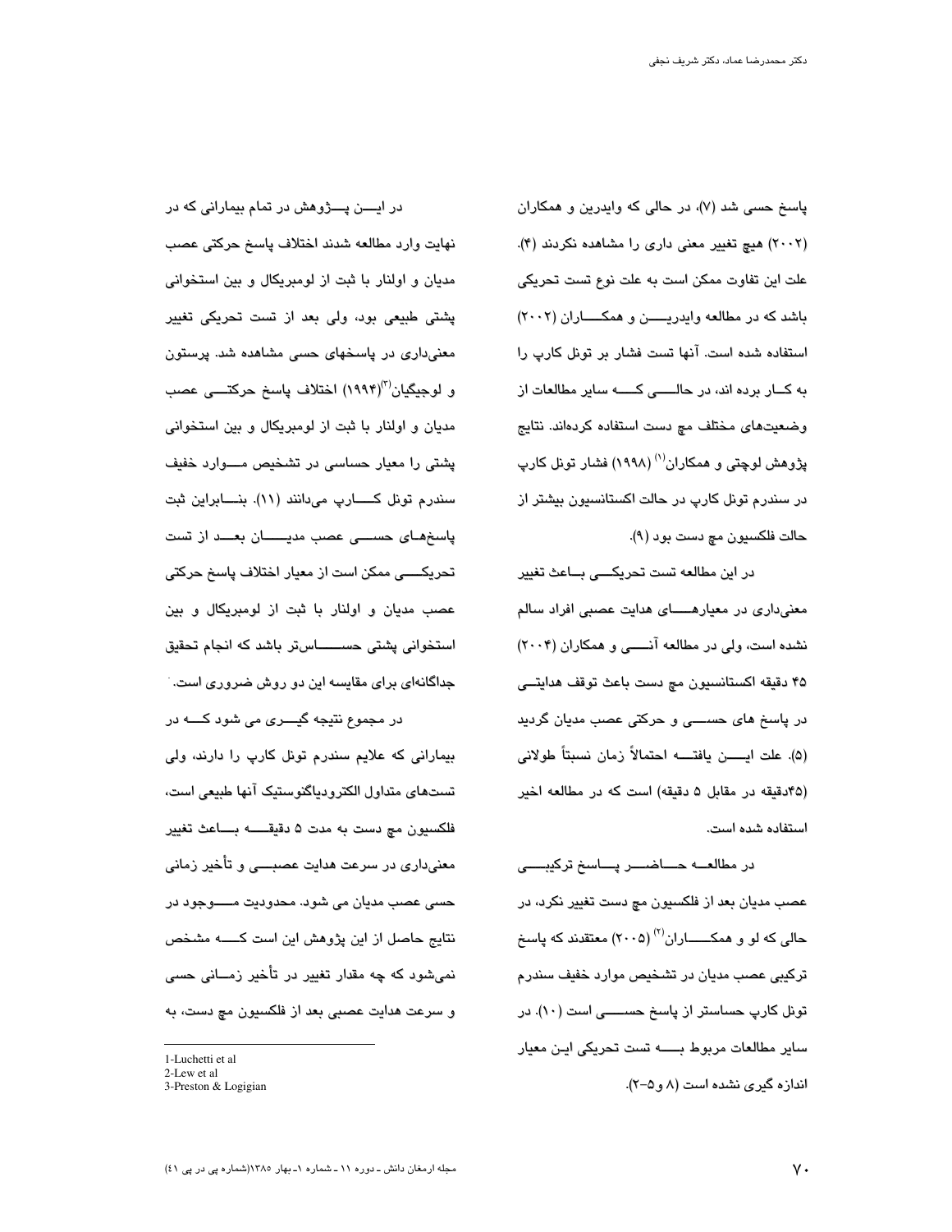پاسخ حسی شد (۷)، در حالی که وایدرین و همکاران (۲۰۰۲) هیچ تغییر معنی داری را مشاهده نکردند (۴). علت این تفاوت ممکن است به علت نوع تست تحریکی باشد که در مطالعه وایدریـــــن و همکـــــاران (۲۰۰۲) استفاده شده است. آنها تست فشار بر تونل کارپ را به کـــار برده اند، در حالـــــی کــــه سایر مطالعات از وضعیت‌های مختلف مچ دست استفاده کرده‌اند. نتایج پژوهش لوچتی و همکاران[1] (۱۹۹۸) فشار تونل کارپ در سندرم تونل کارپ در حالت اکستانسیون بیشتر از حالت فلکسیون مچ دست بود (۹).

در این مطالعه تست تحریکـــی بـــاعث تغییر معنی‌داری در معیارهـــــای هدایت عصبی افراد سالم نشده است، ولی در مطالعه آنـــــی و همکاران (۲۰۰۴) ۴۵ دقیقه اکستانسیون مچ دست باعث توقف هدایتـــی در پاسخ های حســـــی و حرکتی عصب مدیان گردید (۵). علت ایـــــن یافتـــه احتمالاً زمان نسبتاً طولانی (۴۵دقیقه در مقابل ۵ دقیقه) است که در مطالعه اخیر استفاده شده است.

در مطالعـــه حـــاضـــر پـــاسخ ترکیبـــی عصب مدیان بعد از فلکسیون مچ دست تغییر نکرد، در حالی که لو و همکـــــاران[2] (۲۰۰۵) معتقدند که پاسخ ترکیبی عصب مدیان در تشخیص موارد خفیف سندرم تونل کارپ حساستر از پاسخ حســـــی است (۱۰). در سایر مطالعات مربوط بـــــه تست تحریکی ایـن معیار اندازه گیری نشده است (۸ و۵-۲).

در ایـــــن پـــژوهش در تمام بیمارانی که در نهایت وارد مطالعه شدند اختلاف پاسخ حرکتی عصب مدیان و اولنار با ثبت از لومبریکال و بین استخوانی پشتی طبیعی بود، ولی بعد از تست تحریکی تغییر معنی‌داری در پاسخهای حسی مشاهده شد. پرستون و لوجیگیان[3] (۱۹۹۴) اختلاف پاسخ حرکتـــــی عصب مدیان و اولنار با ثبت از لومبریکال و بین استخوانی پشتی را معیار حساسی در تشخیص مــــوارد خفیف سندرم تونل کـــــارپ می‌دانند (۱۱). بنـــــابراین ثبت پاسخ‌هـــای حســـــی عصب مدیــــــان بعــــد از تست تحریکـــــی ممکن است از معیار اختلاف پاسخ حرکتی عصب مدیان و اولنار با ثبت از لومبریکال و بین استخوانی پشتی حســــــاس‌تر باشد که انجام تحقیق جداگانه‌ای برای مقایسه این دو روش ضروری است.

در مجموع نتیجه گیـــری می شود کــــه در بیمارانی که علایم سندرم تونل کارپ را دارند، ولی تست‌های متداول الکترودیاگنوستیک آنها طبیعی است، فلکسیون مچ دست به مدت ۵ دقیقــــه بـــاعث تغییر معنی‌داری در سرعت هدایت عصبـــی و تأخیر زمانی حسی عصب مدیان می شود. محدودیت مـــــوجود در نتایج حاصل از این پژوهش این است کــــه مشخص نمی‌شود که چه مقدار تغییر در تأخیر زمـــانی حسی و سرعت هدایت عصبی بعد از فلکسیون مچ دست، به

---

1-Luchetti et al
2-Lew et al
3-Preston & Logigian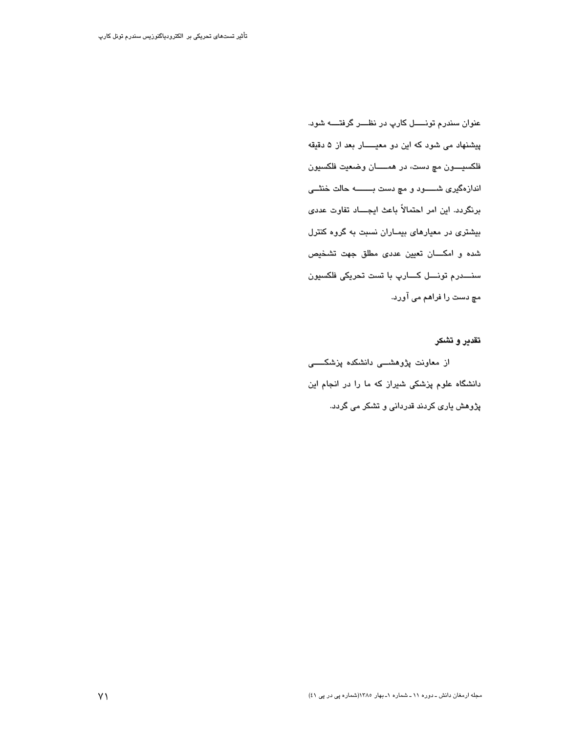عنوان سندرم تونل کارپ در نظر گرفته شود. پیشنهاد می شود که این دو معیار بعد از ۵ دقیقه فلکسیون مچ دست، در همان وضعیت فلکسیون اندازه‌گیری شود و مچ دست به حالت خنثی برنگردد. این امر احتمالاً باعث ایجاد تفاوت عددی بیشتری در معیارهای بیماران نسبت به گروه کنترل شده و امکان تعیین عددی مطلق جهت تشخیص سندرم تونل کارپ با تست تحریکی فلکسیون مچ دست را فراهم می آورد.

## تقدیر و تشکر

از معاونت پژوهشی دانشکده پزشکی دانشگاه علوم پزشکی شیراز که ما را در انجام این پژوهش یاری کردند قدردانی و تشکر می گردد.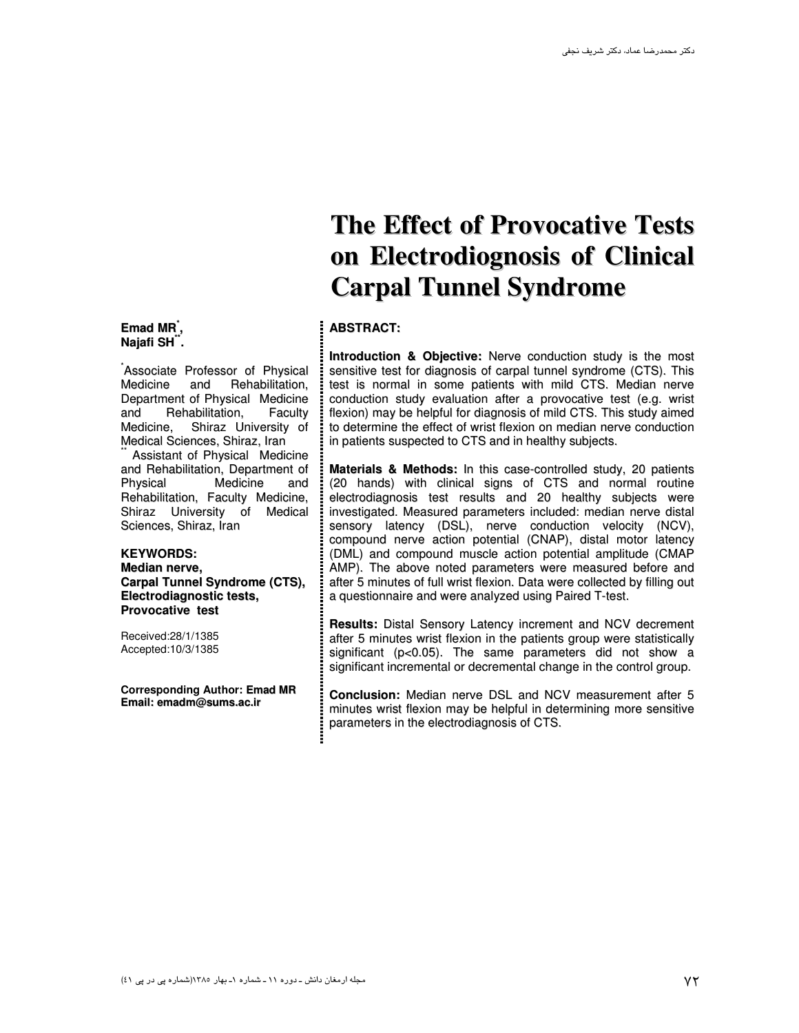# The Effect of Provocative Tests on Electrodiognosis of Clinical Carpal Tunnel Syndrome

**Emad MR[*],**
**Najafi SH[**].**

[*]Associate Professor of Physical Medicine and Rehabilitation, Department of Physical Medicine and Rehabilitation, Faculty Medicine, Shiraz University of Medical Sciences, Shiraz, Iran

[**] Assistant of Physical Medicine and Rehabilitation, Department of Physical Medicine and Rehabilitation, Faculty Medicine, Shiraz University of Medical Sciences, Shiraz, Iran

**KEYWORDS:**
**Median nerve,**
**Carpal Tunnel Syndrome (CTS),**
**Electrodiagnostic tests,**
**Provocative test**

Received:28/1/1385
Accepted:10/3/1385

**Corresponding Author: Emad MR**
**Email: emadm@sums.ac.ir**

## ABSTRACT:

**Introduction & Objective:** Nerve conduction study is the most sensitive test for diagnosis of carpal tunnel syndrome (CTS). This test is normal in some patients with mild CTS. Median nerve conduction study evaluation after a provocative test (e.g. wrist flexion) may be helpful for diagnosis of mild CTS. This study aimed to determine the effect of wrist flexion on median nerve conduction in patients suspected to CTS and in healthy subjects.

**Materials & Methods:** In this case-controlled study, 20 patients (20 hands) with clinical signs of CTS and normal routine electrodiagnosis test results and 20 healthy subjects were investigated. Measured parameters included: median nerve distal sensory latency (DSL), nerve conduction velocity (NCV), compound nerve action potential (CNAP), distal motor latency (DML) and compound muscle action potential amplitude (CMAP AMP). The above noted parameters were measured before and after 5 minutes of full wrist flexion. Data were collected by filling out a questionnaire and were analyzed using Paired T-test.

**Results:** Distal Sensory Latency increment and NCV decrement after 5 minutes wrist flexion in the patients group were statistically significant ($p<0.05$). The same parameters did not show a significant incremental or decremental change in the control group.

**Conclusion:** Median nerve DSL and NCV measurement after 5 minutes wrist flexion may be helpful in determining more sensitive parameters in the electrodiagnosis of CTS.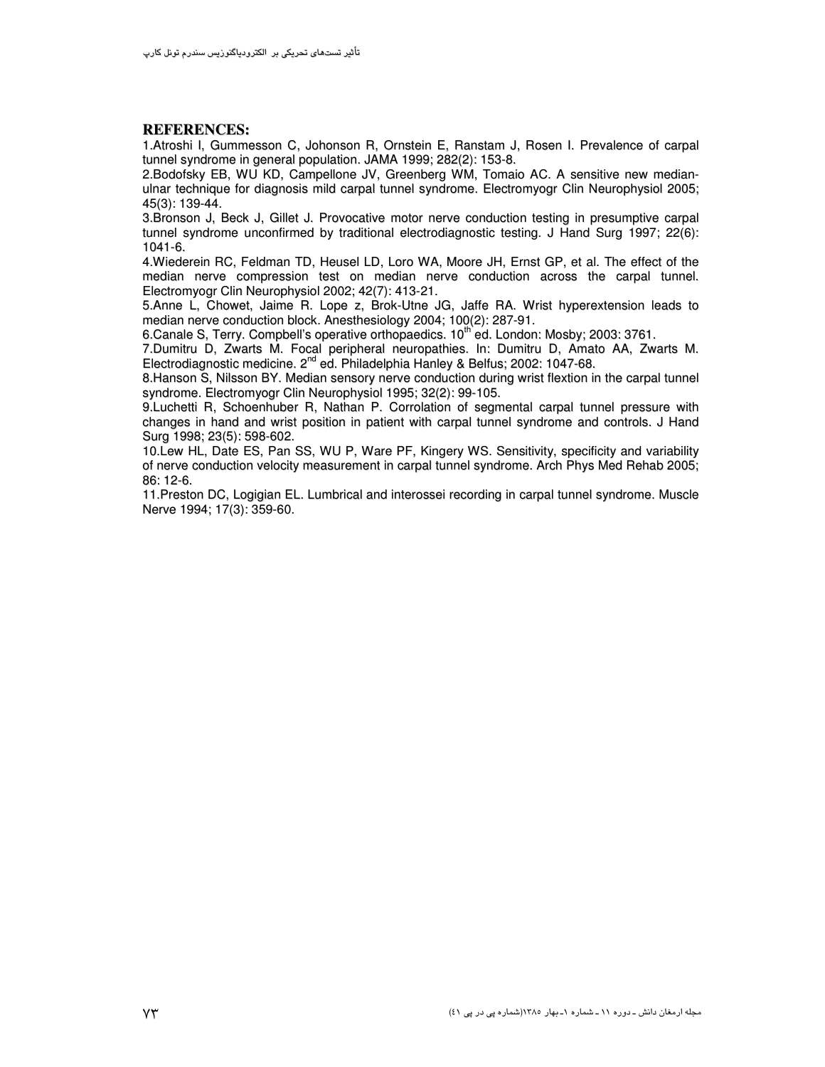## REFERENCES:

1.Atroshi I, Gummesson C, Johonson R, Ornstein E, Ranstam J, Rosen I. Prevalence of carpal tunnel syndrome in general population. JAMA 1999; 282(2): 153-8.

2.Bodofsky EB, WU KD, Campellone JV, Greenberg WM, Tomaio AC. A sensitive new median-ulnar technique for diagnosis mild carpal tunnel syndrome. Electromyogr Clin Neurophysiol 2005; 45(3): 139-44.

3.Bronson J, Beck J, Gillet J. Provocative motor nerve conduction testing in presumptive carpal tunnel syndrome unconfirmed by traditional electrodiagnostic testing. J Hand Surg 1997; 22(6): 1041-6.

4.Wiederein RC, Feldman TD, Heusel LD, Loro WA, Moore JH, Ernst GP, et al. The effect of the median nerve compression test on median nerve conduction across the carpal tunnel. Electromyogr Clin Neurophysiol 2002; 42(7): 413-21.

5.Anne L, Chowet, Jaime R. Lope z, Brok-Utne JG, Jaffe RA. Wrist hyperextension leads to median nerve conduction block. Anesthesiology 2004; 100(2): 287-91.

6.Canale S, Terry. Compbell's operative orthopaedics. 10th ed. London: Mosby; 2003: 3761.

7.Dumitru D, Zwarts M. Focal peripheral neuropathies. In: Dumitru D, Amato AA, Zwarts M. Electrodiagnostic medicine. 2nd ed. Philadelphia Hanley & Belfus; 2002: 1047-68.

8.Hanson S, Nilsson BY. Median sensory nerve conduction during wrist flextion in the carpal tunnel syndrome. Electromyogr Clin Neurophysiol 1995; 32(2): 99-105.

9.Luchetti R, Schoenhuber R, Nathan P. Corrolation of segmental carpal tunnel pressure with changes in hand and wrist position in patient with carpal tunnel syndrome and controls. J Hand Surg 1998; 23(5): 598-602.

10.Lew HL, Date ES, Pan SS, WU P, Ware PF, Kingery WS. Sensitivity, specificity and variability of nerve conduction velocity measurement in carpal tunnel syndrome. Arch Phys Med Rehab 2005; 86: 12-6.

11.Preston DC, Logigian EL. Lumbrical and interossei recording in carpal tunnel syndrome. Muscle Nerve 1994; 17(3): 359-60.